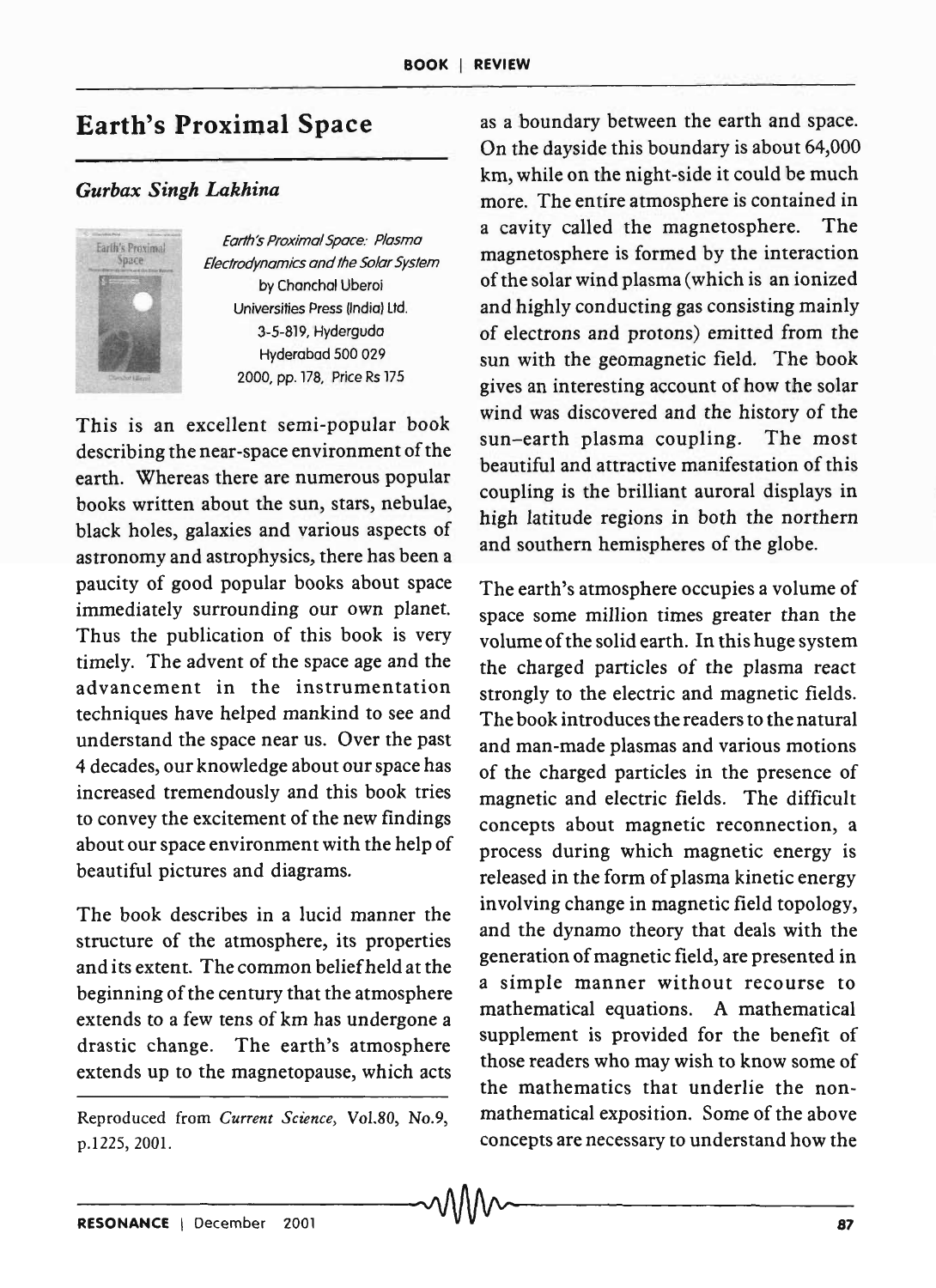# Earth's Proximal Space

### *Gurbax Singh Lakhina*

*Earth's Proximal Space: Plasma Electrodynamics and the Solar System*
by Chanchal Uberoi
Universities Press (India) Ltd.
3-5-819, Hyderguda
Hyderabad 500 029
2000, pp. 178, Price Rs 175

This is an excellent semi-popular book describing the near-space environment of the earth. Whereas there are numerous popular books written about the sun, stars, nebulae, black holes, galaxies and various aspects of astronomy and astrophysics, there has been a paucity of good popular books about space immediately surrounding our own planet. Thus the publication of this book is very timely. The advent of the space age and the advancement in the instrumentation techniques have helped mankind to see and understand the space near us. Over the past 4 decades, our knowledge about our space has increased tremendously and this book tries to convey the excitement of the new findings about our space environment with the help of beautiful pictures and diagrams.

The book describes in a lucid manner the structure of the atmosphere, its properties and its extent. The common belief held at the beginning of the century that the atmosphere extends to a few tens of km has undergone a drastic change. The earth's atmosphere extends up to the magnetopause, which acts as a boundary between the earth and space. On the dayside this boundary is about 64,000 km, while on the night-side it could be much more. The entire atmosphere is contained in a cavity called the magnetosphere. The magnetosphere is formed by the interaction of the solar wind plasma (which is an ionized and highly conducting gas consisting mainly of electrons and protons) emitted from the sun with the geomagnetic field. The book gives an interesting account of how the solar wind was discovered and the history of the sun–earth plasma coupling. The most beautiful and attractive manifestation of this coupling is the brilliant auroral displays in high latitude regions in both the northern and southern hemispheres of the globe.

The earth's atmosphere occupies a volume of space some million times greater than the volume of the solid earth. In this huge system the charged particles of the plasma react strongly to the electric and magnetic fields. The book introduces the readers to the natural and man-made plasmas and various motions of the charged particles in the presence of magnetic and electric fields. The difficult concepts about magnetic reconnection, a process during which magnetic energy is released in the form of plasma kinetic energy involving change in magnetic field topology, and the dynamo theory that deals with the generation of magnetic field, are presented in a simple manner without recourse to mathematical equations. A mathematical supplement is provided for the benefit of those readers who may wish to know some of the mathematics that underlie the non-mathematical exposition. Some of the above concepts are necessary to understand how the

---

Reproduced from *Current Science*, Vol.80, No.9, p.1225, 2001.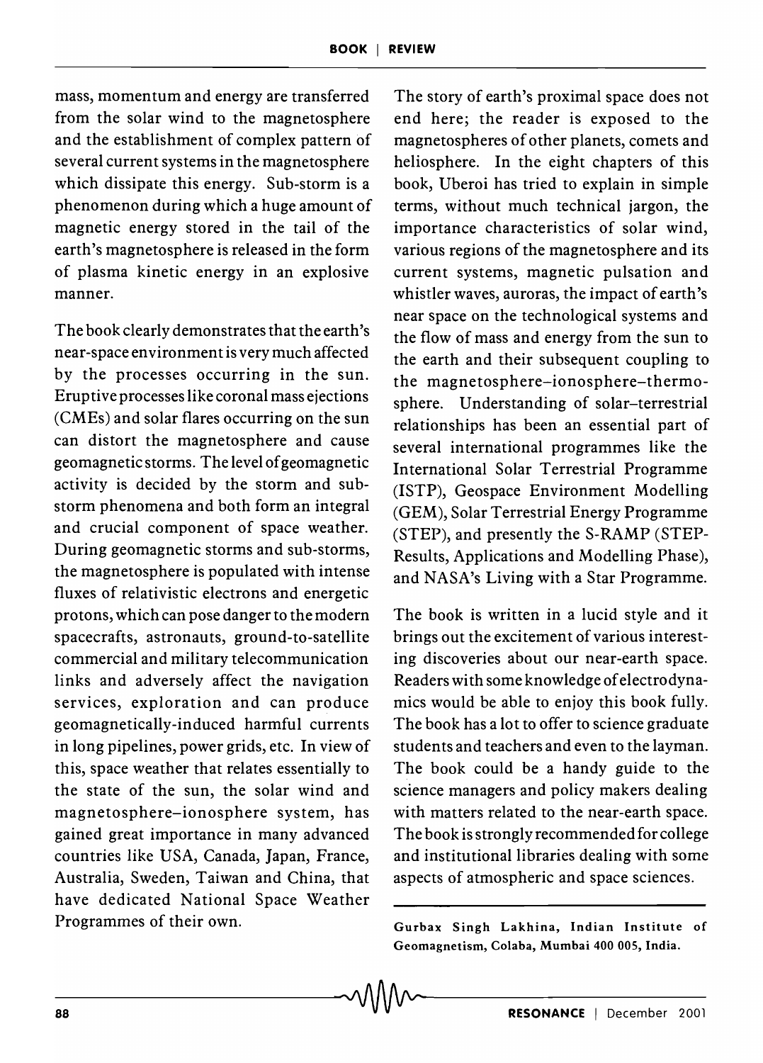mass, momentum and energy are transferred from the solar wind to the magnetosphere and the establishment of complex pattern of several current systems in the magnetosphere which dissipate this energy. Sub-storm is a phenomenon during which a huge amount of magnetic energy stored in the tail of the earth's magnetosphere is released in the form of plasma kinetic energy in an explosive manner.

The book clearly demonstrates that the earth's near-space environment is very much affected by the processes occurring in the sun. Eruptive processes like coronal mass ejections (CMEs) and solar flares occurring on the sun can distort the magnetosphere and cause geomagnetic storms. The level of geomagnetic activity is decided by the storm and sub-storm phenomena and both form an integral and crucial component of space weather. During geomagnetic storms and sub-storms, the magnetosphere is populated with intense fluxes of relativistic electrons and energetic protons, which can pose danger to the modern spacecrafts, astronauts, ground-to-satellite commercial and military telecommunication links and adversely affect the navigation services, exploration and can produce geomagnetically-induced harmful currents in long pipelines, power grids, etc. In view of this, space weather that relates essentially to the state of the sun, the solar wind and magnetosphere–ionosphere system, has gained great importance in many advanced countries like USA, Canada, Japan, France, Australia, Sweden, Taiwan and China, that have dedicated National Space Weather Programmes of their own.

The story of earth's proximal space does not end here; the reader is exposed to the magnetospheres of other planets, comets and heliosphere. In the eight chapters of this book, Uberoi has tried to explain in simple terms, without much technical jargon, the importance characteristics of solar wind, various regions of the magnetosphere and its current systems, magnetic pulsation and whistler waves, auroras, the impact of earth's near space on the technological systems and the flow of mass and energy from the sun to the earth and their subsequent coupling to the magnetosphere–ionosphere–thermosphere. Understanding of solar–terrestrial relationships has been an essential part of several international programmes like the International Solar Terrestrial Programme (ISTP), Geospace Environment Modelling (GEM), Solar Terrestrial Energy Programme (STEP), and presently the S-RAMP (STEP-Results, Applications and Modelling Phase), and NASA's Living with a Star Programme.

The book is written in a lucid style and it brings out the excitement of various interesting discoveries about our near-earth space. Readers with some knowledge of electrodynamics would be able to enjoy this book fully. The book has a lot to offer to science graduate students and teachers and even to the layman. The book could be a handy guide to the science managers and policy makers dealing with matters related to the near-earth space. The book is strongly recommended for college and institutional libraries dealing with some aspects of atmospheric and space sciences.

---

**Gurbax Singh Lakhina, Indian Institute of Geomagnetism, Colaba, Mumbai 400 005, India.**